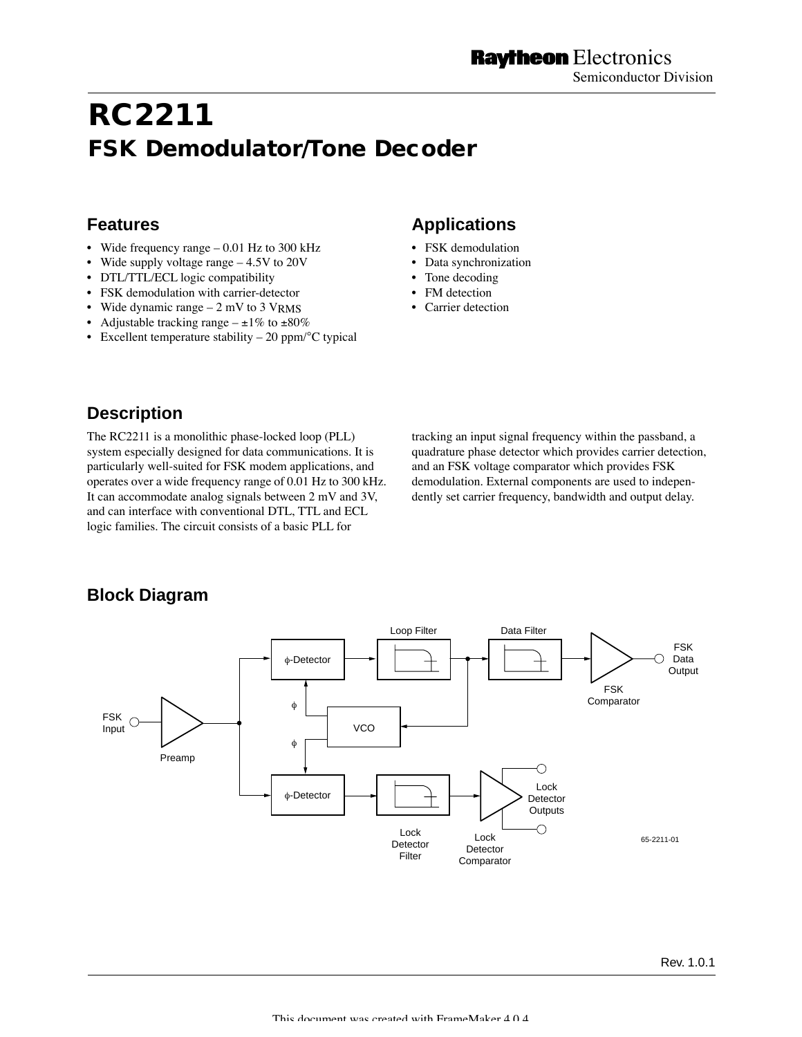Raytheon Electronics
Semiconductor Division

# RC2211
## FSK Demodulator/Tone Decoder

### Features

- Wide frequency range – 0.01 Hz to 300 kHz
- Wide supply voltage range – 4.5V to 20V
- DTL/TTL/ECL logic compatibility
- FSK demodulation with carrier-detector
- Wide dynamic range – 2 mV to 3 $V_{RMS}$
- Adjustable tracking range – ±1% to ±80%
- Excellent temperature stability – 20 ppm/°C typical

### Applications

- FSK demodulation
- Data synchronization
- Tone decoding
- FM detection
- Carrier detection

### Description

The RC2211 is a monolithic phase-locked loop (PLL) system especially designed for data communications. It is particularly well-suited for FSK modem applications, and operates over a wide frequency range of 0.01 Hz to 300 kHz. It can accommodate analog signals between 2 mV and 3V, and can interface with conventional DTL, TTL and ECL logic families. The circuit consists of a basic PLL for tracking an input signal frequency within the passband, a quadrature phase detector which provides carrier detection, and an FSK voltage comparator which provides FSK demodulation. External components are used to independently set carrier frequency, bandwidth and output delay.

### Block Diagram

FSK Input, Preamp, φ-Detector, Loop Filter, Data Filter, FSK Comparator, FSK Data Output, VCO, φ, φ-Detector, Lock Detector Filter, Lock Detector Comparator, Lock Detector Outputs

65-2211-01

Rev. 1.0.1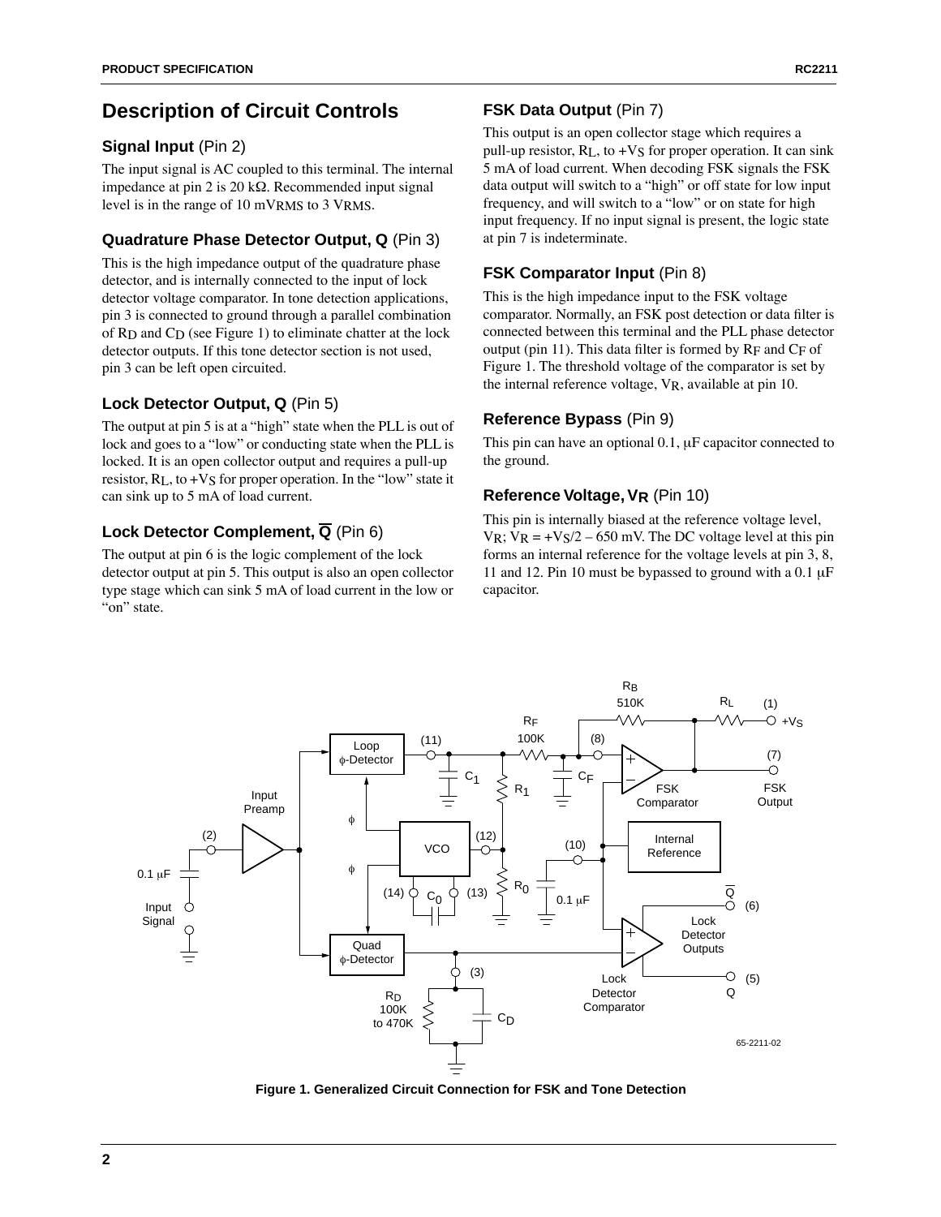## Description of Circuit Controls

### Signal Input (Pin 2)

The input signal is AC coupled to this terminal. The internal impedance at pin 2 is 20 kΩ. Recommended input signal level is in the range of 10 $mV_{RMS}$ to 3 $V_{RMS}$.

### Quadrature Phase Detector Output, Q (Pin 3)

This is the high impedance output of the quadrature phase detector, and is internally connected to the input of lock detector voltage comparator. In tone detection applications, pin 3 is connected to ground through a parallel combination of $R_D$ and $C_D$ (see Figure 1) to eliminate chatter at the lock detector outputs. If this tone detector section is not used, pin 3 can be left open circuited.

### Lock Detector Output, Q (Pin 5)

The output at pin 5 is at a "high" state when the PLL is out of lock and goes to a "low" or conducting state when the PLL is locked. It is an open collector output and requires a pull-up resistor, $R_L$, to $+V_S$ for proper operation. In the "low" state it can sink up to 5 mA of load current.

### Lock Detector Complement, $\overline{Q}$ (Pin 6)

The output at pin 6 is the logic complement of the lock detector output at pin 5. This output is also an open collector type stage which can sink 5 mA of load current in the low or "on" state.

### FSK Data Output (Pin 7)

This output is an open collector stage which requires a pull-up resistor, $R_L$, to $+V_S$ for proper operation. It can sink 5 mA of load current. When decoding FSK signals the FSK data output will switch to a "high" or off state for low input frequency, and will switch to a "low" or on state for high input frequency. If no input signal is present, the logic state at pin 7 is indeterminate.

### FSK Comparator Input (Pin 8)

This is the high impedance input to the FSK voltage comparator. Normally, an FSK post detection or data filter is connected between this terminal and the PLL phase detector output (pin 11). This data filter is formed by $R_F$ and $C_F$ of Figure 1. The threshold voltage of the comparator is set by the internal reference voltage, $V_R$, available at pin 10.

### Reference Bypass (Pin 9)

This pin can have an optional 0.1, μF capacitor connected to the ground.

### Reference Voltage, $V_R$ (Pin 10)

This pin is internally biased at the reference voltage level, $V_R$; $V_R = +V_S/2 - 650$ mV. The DC voltage level at this pin forms an internal reference for the voltage levels at pin 3, 8, 11 and 12. Pin 10 must be bypassed to ground with a 0.1 μF capacitor.

**Figure 1. Generalized Circuit Connection for FSK and Tone Detection**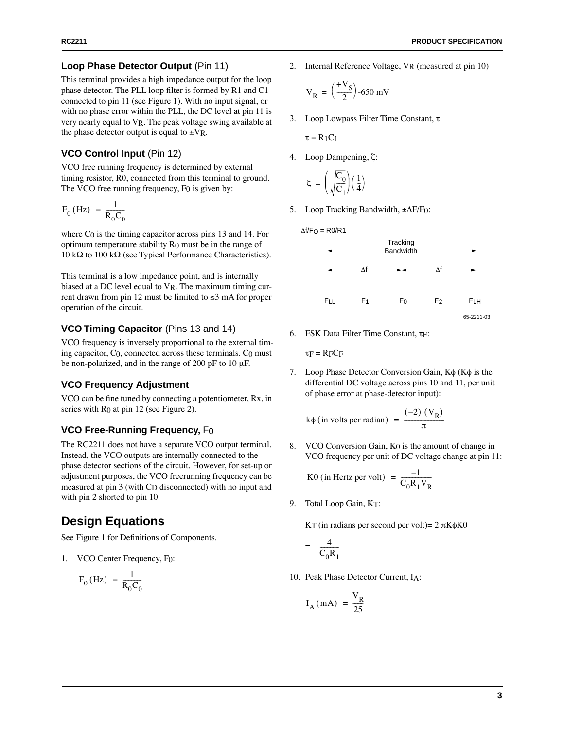### Loop Phase Detector Output (Pin 11)

This terminal provides a high impedance output for the loop phase detector. The PLL loop filter is formed by R1 and C1 connected to pin 11 (see Figure 1). With no input signal, or with no phase error within the PLL, the DC level at pin 11 is very nearly equal to $V_R$. The peak voltage swing available at the phase detector output is equal to $\pm V_R$.

### VCO Control Input (Pin 12)

VCO free running frequency is determined by external timing resistor, R0, connected from this terminal to ground. The VCO free running frequency, $F_0$ is given by:

$$F_0\,(\text{Hz}) = \frac{1}{R_0 C_0}$$

where $C_0$ is the timing capacitor across pins 13 and 14. For optimum temperature stability $R_0$ must be in the range of 10 kΩ to 100 kΩ (see Typical Performance Characteristics).

This terminal is a low impedance point, and is internally biased at a DC level equal to $V_R$. The maximum timing current drawn from pin 12 must be limited to ≤3 mA for proper operation of the circuit.

### VCO Timing Capacitor (Pins 13 and 14)

VCO frequency is inversely proportional to the external timing capacitor, $C_0$, connected across these terminals. $C_0$ must be non-polarized, and in the range of 200 pF to 10 μF.

### VCO Frequency Adjustment

VCO can be fine tuned by connecting a potentiometer, Rx, in series with $R_0$ at pin 12 (see Figure 2).

### VCO Free-Running Frequency, $F_0$

The RC2211 does not have a separate VCO output terminal. Instead, the VCO outputs are internally connected to the phase detector sections of the circuit. However, for set-up or adjustment purposes, the VCO freerunning frequency can be measured at pin 3 (with $C_D$ disconnected) with no input and with pin 2 shorted to pin 10.

## Design Equations

See Figure 1 for Definitions of Components.

1. VCO Center Frequency, $F_0$:

$$F_0\,(\text{Hz}) = \frac{1}{R_0 C_0}$$

2. Internal Reference Voltage, $V_R$ (measured at pin 10)

$$V_R = \left(\frac{+V_S}{2}\right)\text{-650 mV}$$

3. Loop Lowpass Filter Time Constant, τ

$$\tau = R_1 C_1$$

4. Loop Dampening, ζ:

$$\zeta = \left(\sqrt{\frac{C_0}{C_1}}\right)\left(\frac{1}{4}\right)$$

5. Loop Tracking Bandwidth, $\pm\Delta F/F_0$:

$\Delta f/F_O = R0/R1$

Tracking Bandwidth: $F_{LL}$ — $\Delta f$ — $F_1$ — $F_0$ — $F_2$ — $\Delta f$ — $F_{LH}$

65-2211-03

6. FSK Data Filter Time Constant, $\tau_F$:

$$\tau_F = R_F C_F$$

7. Loop Phase Detector Conversion Gain, Kϕ (Kϕ is the differential DC voltage across pins 10 and 11, per unit of phase error at phase-detector input):

$$k\phi\,(\text{in volts per radian}) = \frac{(-2)\,(V_R)}{\pi}$$

8. VCO Conversion Gain, $K_0$ is the amount of change in VCO frequency per unit of DC voltage change at pin 11:

$$K0\,(\text{in Hertz per volt}) = \frac{-1}{C_0 R_1 V_R}$$

9. Total Loop Gain, $K_T$:

$K_T$ (in radians per second per volt)= 2 πKϕK0

$$= \frac{4}{C_0 R_1}$$

10. Peak Phase Detector Current, $I_A$:

$$I_A\,(\text{mA}) = \frac{V_R}{25}$$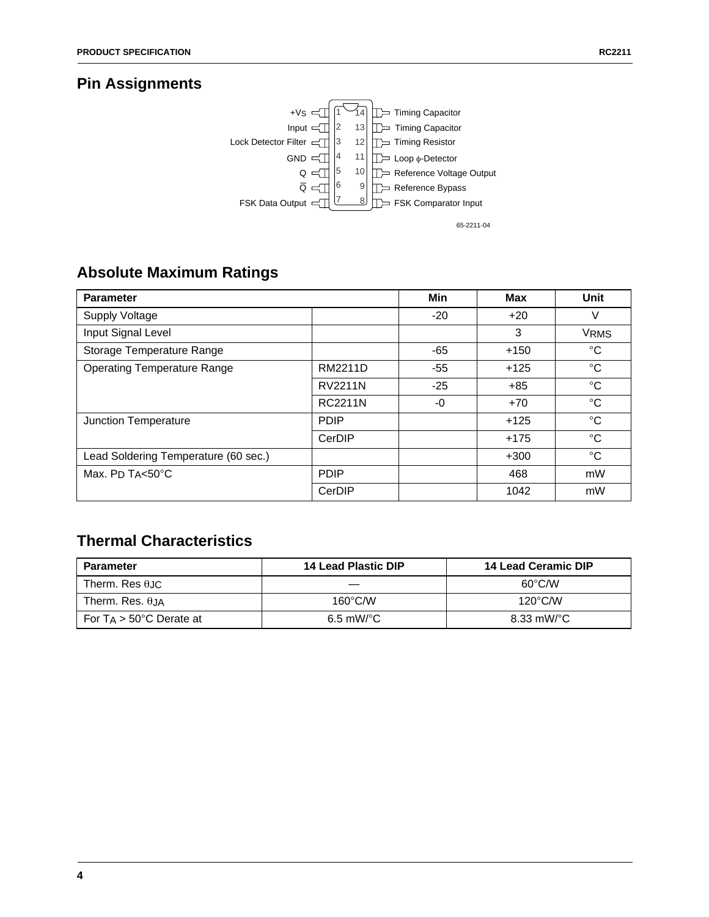## Pin Assignments

| Pin | Function | Pin | Function |
|---|---|---|---|
| 1 | $+V_S$ | 14 | Timing Capacitor |
| 2 | Input | 13 | Timing Capacitor |
| 3 | Lock Detector Filter | 12 | Timing Resistor |
| 4 | GND | 11 | Loop $\phi$-Detector |
| 5 | Q | 10 | Reference Voltage Output |
| 6 | $\overline{Q}$ | 9 | Reference Bypass |
| 7 | FSK Data Output | 8 | FSK Comparator Input |

65-2211-04

## Absolute Maximum Ratings

| Parameter | | Min | Max | Unit |
|---|---|---|---|---|
| Supply Voltage | | -20 | +20 | V |
| Input Signal Level | | | 3 | $V_{RMS}$ |
| Storage Temperature Range | | -65 | +150 | °C |
| Operating Temperature Range | RM2211D | -55 | +125 | °C |
| | RV2211N | -25 | +85 | °C |
| | RC2211N | -0 | +70 | °C |
| Junction Temperature | PDIP | | +125 | °C |
| | CerDIP | | +175 | °C |
| Lead Soldering Temperature (60 sec.) | | | +300 | °C |
| Max. $P_D$ $T_A$<50°C | PDIP | | 468 | mW |
| | CerDIP | | 1042 | mW |

## Thermal Characteristics

| Parameter | 14 Lead Plastic DIP | 14 Lead Ceramic DIP |
|---|---|---|
| Therm. Res $\theta_{JC}$ | — | 60°C/W |
| Therm. Res. $\theta_{JA}$ | 160°C/W | 120°C/W |
| For $T_A$ > 50°C Derate at | 6.5 mW/°C | 8.33 mW/°C |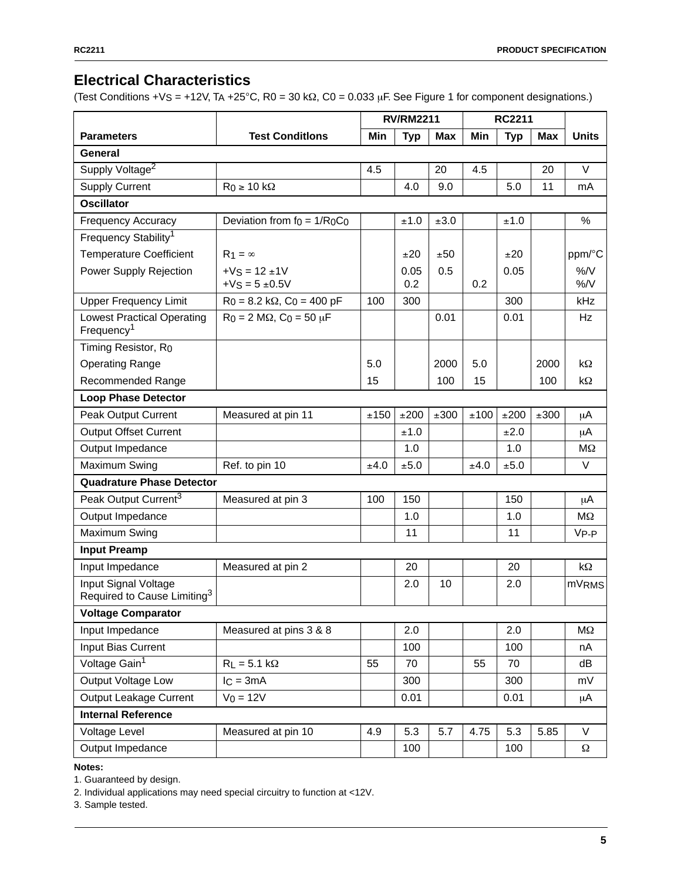## Electrical Characteristics

(Test Conditions $+V_S = +12V$, $T_A$ +25°C, R0 = 30 kΩ, C0 = 0.033 μF. See Figure 1 for component designations.)

| | | RV/RM2211 | | | RC2211 | | | |
|---|---|---|---|---|---|---|---|---|
| **Parameters** | **Test Conditlons** | **Min** | **Typ** | **Max** | **Min** | **Typ** | **Max** | **Units** |
| **General** | | | | | | | | |
| Supply Voltage[2] | | 4.5 | | 20 | 4.5 | | 20 | V |
| Supply Current | $R_0 \geq 10$ kΩ | | 4.0 | 9.0 | | 5.0 | 11 | mA |
| **Oscillator** | | | | | | | | |
| Frequency Accuracy | Deviation from $f_0 = 1/R_0C_0$ | | ±1.0 | ±3.0 | | ±1.0 | | % |
| Frequency Stability[1] | | | | | | | | |
| Temperature Coefficient | $R_1 = \infty$ | | ±20 | ±50 | | ±20 | | ppm/°C |
| Power Supply Rejection | $+V_S = 12 \pm 1V$<br>$+V_S = 5 \pm 0.5V$ | | 0.05<br>0.2 | 0.5 | 0.2 | 0.05 | | %/V<br>%/V |
| Upper Frequency Limit | $R_0 = 8.2$ kΩ, $C_0 = 400$ pF | 100 | 300 | | | 300 | | kHz |
| Lowest Practical Operating Frequency[1] | $R_0 = 2$ MΩ, $C_0 = 50$ μF | | | 0.01 | | 0.01 | | Hz |
| Timing Resistor, $R_0$ | | | | | | | | |
| Operating Range | | 5.0 | | 2000 | 5.0 | | 2000 | kΩ |
| Recommended Range | | 15 | | 100 | 15 | | 100 | kΩ |
| **Loop Phase Detector** | | | | | | | | |
| Peak Output Current | Measured at pin 11 | ±150 | ±200 | ±300 | ±100 | ±200 | ±300 | μA |
| Output Offset Current | | | ±1.0 | | | ±2.0 | | μA |
| Output Impedance | | | 1.0 | | | 1.0 | | MΩ |
| Maximum Swing | Ref. to pin 10 | ±4.0 | ±5.0 | | ±4.0 | ±5.0 | | V |
| **Quadrature Phase Detector** | | | | | | | | |
| Peak Output Current[3] | Measured at pin 3 | 100 | 150 | | | 150 | | μA |
| Output Impedance | | | 1.0 | | | 1.0 | | MΩ |
| Maximum Swing | | | 11 | | | 11 | | $V_{P-P}$ |
| **Input Preamp** | | | | | | | | |
| Input Impedance | Measured at pin 2 | | 20 | | | 20 | | kΩ |
| Input Signal Voltage Required to Cause Limiting[3] | | | 2.0 | 10 | | 2.0 | | $mV_{RMS}$ |
| **Voltage Comparator** | | | | | | | | |
| Input Impedance | Measured at pins 3 & 8 | | 2.0 | | | 2.0 | | MΩ |
| Input Bias Current | | | 100 | | | 100 | | nA |
| Voltage Gain[1] | $R_L = 5.1$ kΩ | 55 | 70 | | 55 | 70 | | dB |
| Output Voltage Low | $I_C = 3mA$ | | 300 | | | 300 | | mV |
| Output Leakage Current | $V_0 = 12V$ | | 0.01 | | | 0.01 | | μA |
| **Internal Reference** | | | | | | | | |
| Voltage Level | Measured at pin 10 | 4.9 | 5.3 | 5.7 | 4.75 | 5.3 | 5.85 | V |
| Output Impedance | | | 100 | | | 100 | | Ω |

**Notes:**

1. Guaranteed by design.
2. Individual applications may need special circuitry to function at <12V.
3. Sample tested.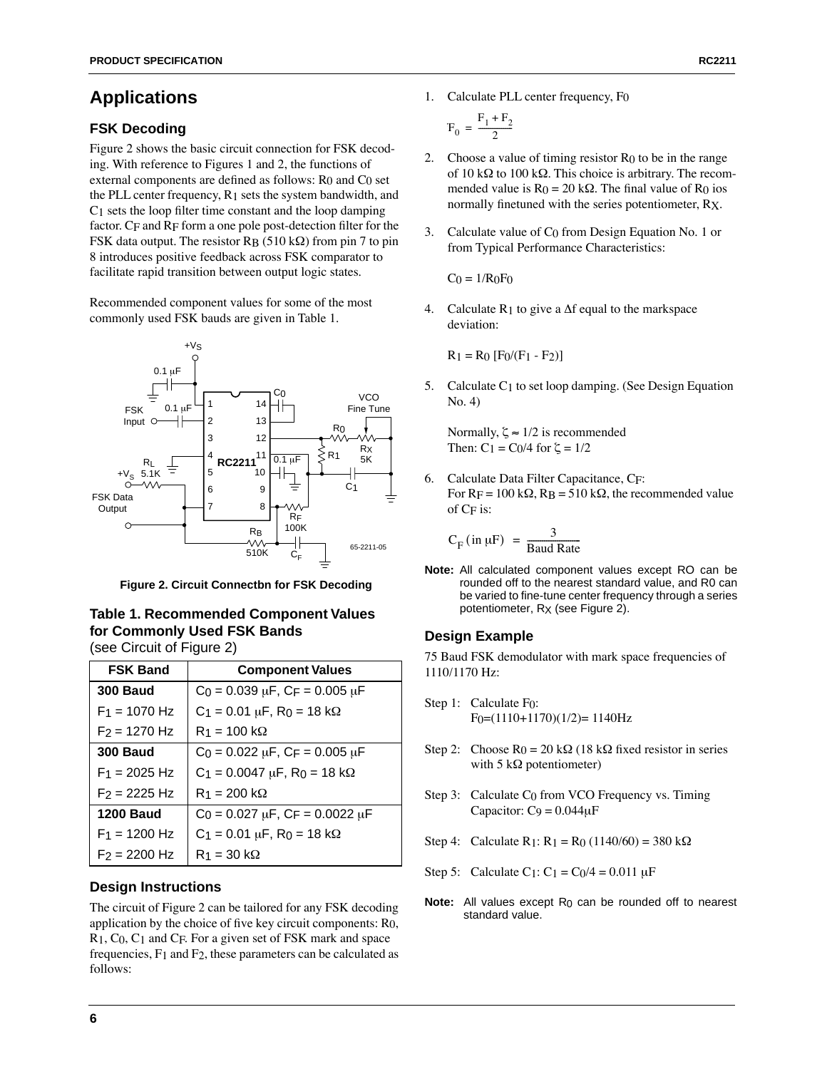## Applications

### FSK Decoding

Figure 2 shows the basic circuit connection for FSK decoding. With reference to Figures 1 and 2, the functions of external components are defined as follows: $R_0$ and $C_0$ set the PLL center frequency, $R_1$ sets the system bandwidth, and $C_1$ sets the loop filter time constant and the loop damping factor. $C_F$ and $R_F$ form a one pole post-detection filter for the FSK data output. The resistor $R_B$ (510 kΩ) from pin 7 to pin 8 introduces positive feedback across FSK comparator to facilitate rapid transition between output logic states.

Recommended component values for some of the most commonly used FSK bauds are given in Table 1.

**Figure 2. Circuit Connectbn for FSK Decoding**

**Table 1. Recommended Component Values for Commonly Used FSK Bands**
(see Circuit of Figure 2)

| FSK Band | Component Values |
|---|---|
| **300 Baud** | $C_0$ = 0.039 μF, $C_F$ = 0.005 μF |
| $F_1$ = 1070 Hz | $C_1$ = 0.01 μF, $R_0$ = 18 kΩ |
| $F_2$ = 1270 Hz | $R_1$ = 100 kΩ |
| **300 Baud** | $C_0$ = 0.022 μF, $C_F$ = 0.005 μF |
| $F_1$ = 2025 Hz | $C_1$ = 0.0047 μF, $R_0$ = 18 kΩ |
| $F_2$ = 2225 Hz | $R_1$ = 200 kΩ |
| **1200 Baud** | $C_0$ = 0.027 μF, $C_F$ = 0.0022 μF |
| $F_1$ = 1200 Hz | $C_1$ = 0.01 μF, $R_0$ = 18 kΩ |
| $F_2$ = 2200 Hz | $R_1$ = 30 kΩ |

### Design Instructions

The circuit of Figure 2 can be tailored for any FSK decoding application by the choice of five key circuit components: $R_0$, $R_1$, $C_0$, $C_1$ and $C_F$. For a given set of FSK mark and space frequencies, $F_1$ and $F_2$, these parameters can be calculated as follows:

1. Calculate PLL center frequency, $F_0$

   $$F_0 = \frac{F_1 + F_2}{2}$$

2. Choose a value of timing resistor $R_0$ to be in the range of 10 kΩ to 100 kΩ. This choice is arbitrary. The recommended value is $R_0$ = 20 kΩ. The final value of $R_0$ ios normally finetuned with the series potentiometer, $R_X$.

3. Calculate value of $C_0$ from Design Equation No. 1 or from Typical Performance Characteristics:

   $C_0 = 1/R_0F_0$

4. Calculate $R_1$ to give a Δf equal to the markspace deviation:

   $R_1 = R_0\ [F_0/(F_1 - F_2)]$

5. Calculate $C_1$ to set loop damping. (See Design Equation No. 4)

   Normally, $\zeta \approx 1/2$ is recommended
   Then: $C_1 = C_0/4$ for $\zeta = 1/2$

6. Calculate Data Filter Capacitance, $C_F$:
   For $R_F$ = 100 kΩ, $R_B$ = 510 kΩ, the recommended value of $C_F$ is:

   $$C_F\,(\text{in } \mu F) = \frac{3}{\text{Baud Rate}}$$

**Note:** All calculated component values except RO can be rounded off to the nearest standard value, and R0 can be varied to fine-tune center frequency through a series potentiometer, $R_X$ (see Figure 2).

### Design Example

75 Baud FSK demodulator with mark space frequencies of 1110/1170 Hz:

Step 1: Calculate $F_0$:
$F_0$=(1110+1170)(1/2)= 1140Hz

Step 2: Choose $R_0$ = 20 kΩ (18 kΩ fixed resistor in series with 5 kΩ potentiometer)

Step 3: Calculate $C_0$ from VCO Frequency vs. Timing Capacitor: $C_9$ = 0.044μF

Step 4: Calculate $R_1$: $R_1 = R_0$ (1140/60) = 380 kΩ

Step 5: Calculate $C_1$: $C_1 = C_0/4$ = 0.011 μF

**Note:** All values except $R_0$ can be rounded off to nearest standard value.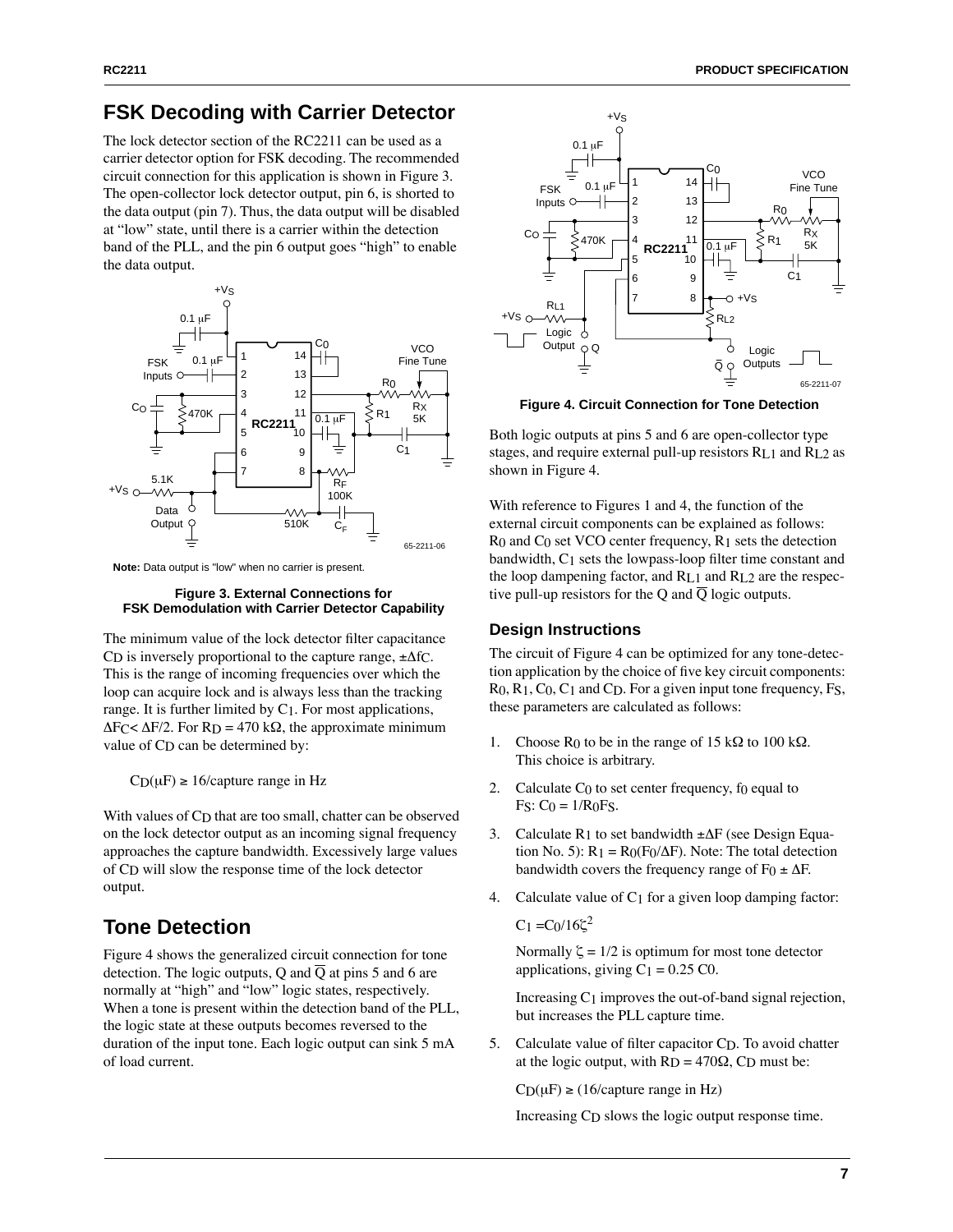## FSK Decoding with Carrier Detector

The lock detector section of the RC2211 can be used as a carrier detector option for FSK decoding. The recommended circuit connection for this application is shown in Figure 3. The open-collector lock detector output, pin 6, is shorted to the data output (pin 7). Thus, the data output will be disabled at “low” state, until there is a carrier within the detection band of the PLL, and the pin 6 output goes “high” to enable the data output.

**Note:** Data output is "low" when no carrier is present.

**Figure 3. External Connections for FSK Demodulation with Carrier Detector Capability**

The minimum value of the lock detector filter capacitance $C_D$ is inversely proportional to the capture range, $\pm\Delta f_C$. This is the range of incoming frequencies over which the loop can acquire lock and is always less than the tracking range. It is further limited by $C_1$. For most applications, $\Delta F_C < \Delta F/2$. For $R_D = 470\ k\Omega$, the approximate minimum value of $C_D$ can be determined by:

$C_D(\mu F) \geq 16/\text{capture range in Hz}$

With values of $C_D$ that are too small, chatter can be observed on the lock detector output as an incoming signal frequency approaches the capture bandwidth. Excessively large values of $C_D$ will slow the response time of the lock detector output.

## Tone Detection

Figure 4 shows the generalized circuit connection for tone detection. The logic outputs, Q and $\overline{Q}$ at pins 5 and 6 are normally at “high” and “low” logic states, respectively. When a tone is present within the detection band of the PLL, the logic state at these outputs becomes reversed to the duration of the input tone. Each logic output can sink 5 mA of load current.

**Figure 4. Circuit Connection for Tone Detection**

Both logic outputs at pins 5 and 6 are open-collector type stages, and require external pull-up resistors $R_{L1}$ and $R_{L2}$ as shown in Figure 4.

With reference to Figures 1 and 4, the function of the external circuit components can be explained as follows: $R_0$ and $C_0$ set VCO center frequency, $R_1$ sets the detection bandwidth, $C_1$ sets the lowpass-loop filter time constant and the loop dampening factor, and $R_{L1}$ and $R_{L2}$ are the respective pull-up resistors for the Q and $\overline{Q}$ logic outputs.

### Design Instructions

The circuit of Figure 4 can be optimized for any tone-detection application by the choice of five key circuit components: $R_0$, $R_1$, $C_0$, $C_1$ and $C_D$. For a given input tone frequency, $F_S$, these parameters are calculated as follows:

1. Choose $R_0$ to be in the range of 15 kΩ to 100 kΩ. This choice is arbitrary.
2. Calculate $C_0$ to set center frequency, $f_0$ equal to $F_S$: $C_0 = 1/R_0F_S$.
3. Calculate $R_1$ to set bandwidth $\pm\Delta F$ (see Design Equation No. 5): $R_1 = R_0(F_0/\Delta F)$. Note: The total detection bandwidth covers the frequency range of $F_0 \pm \Delta F$.
4. Calculate value of $C_1$ for a given loop damping factor:

   $C_1 = C_0/16\zeta^2$

   Normally $\zeta = 1/2$ is optimum for most tone detector applications, giving $C_1 = 0.25\ C0$.

   Increasing $C_1$ improves the out-of-band signal rejection, but increases the PLL capture time.
5. Calculate value of filter capacitor $C_D$. To avoid chatter at the logic output, with $R_D = 470\Omega$, $C_D$ must be:

   $C_D(\mu F) \geq (16/\text{capture range in Hz})$

   Increasing $C_D$ slows the logic output response time.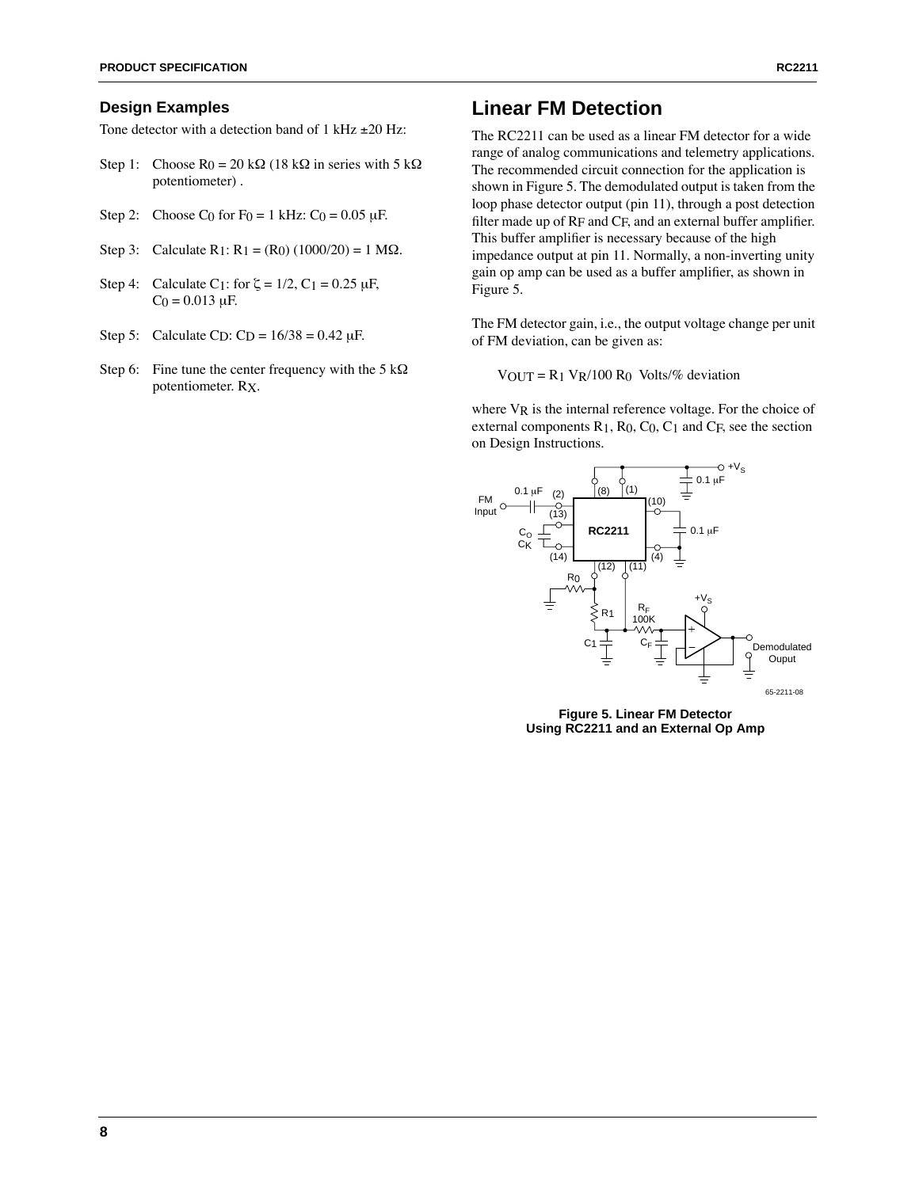## Design Examples

Tone detector with a detection band of 1 kHz ±20 Hz:

Step 1: Choose $R_0$ = 20 kΩ (18 kΩ in series with 5 kΩ potentiometer) .

Step 2: Choose $C_0$ for $F_0$ = 1 kHz: $C_0$ = 0.05 μF.

Step 3: Calculate $R_1$: $R_1 = (R_0)(1000/20)$ = 1 MΩ.

Step 4: Calculate $C_1$: for $\zeta = 1/2$, $C_1$ = 0.25 μF, $C_0$ = 0.013 μF.

Step 5: Calculate $C_D$: $C_D = 16/38 = 0.42$ μF.

Step 6: Fine tune the center frequency with the 5 kΩ potentiometer. $R_X$.

## Linear FM Detection

The RC2211 can be used as a linear FM detector for a wide range of analog communications and telemetry applications. The recommended circuit connection for the application is shown in Figure 5. The demodulated output is taken from the loop phase detector output (pin 11), through a post detection filter made up of $R_F$ and $C_F$, and an external buffer amplifier. This buffer amplifier is necessary because of the high impedance output at pin 11. Normally, a non-inverting unity gain op amp can be used as a buffer amplifier, as shown in Figure 5.

The FM detector gain, i.e., the output voltage change per unit of FM deviation, can be given as:

$$V_{OUT} = R_1 V_R / 100 R_0 \text{ Volts/\% deviation}$$

where $V_R$ is the internal reference voltage. For the choice of external components $R_1$, $R_0$, $C_0$, $C_1$ and $C_F$, see the section on Design Instructions.

**Figure 5. Linear FM Detector Using RC2211 and an External Op Amp**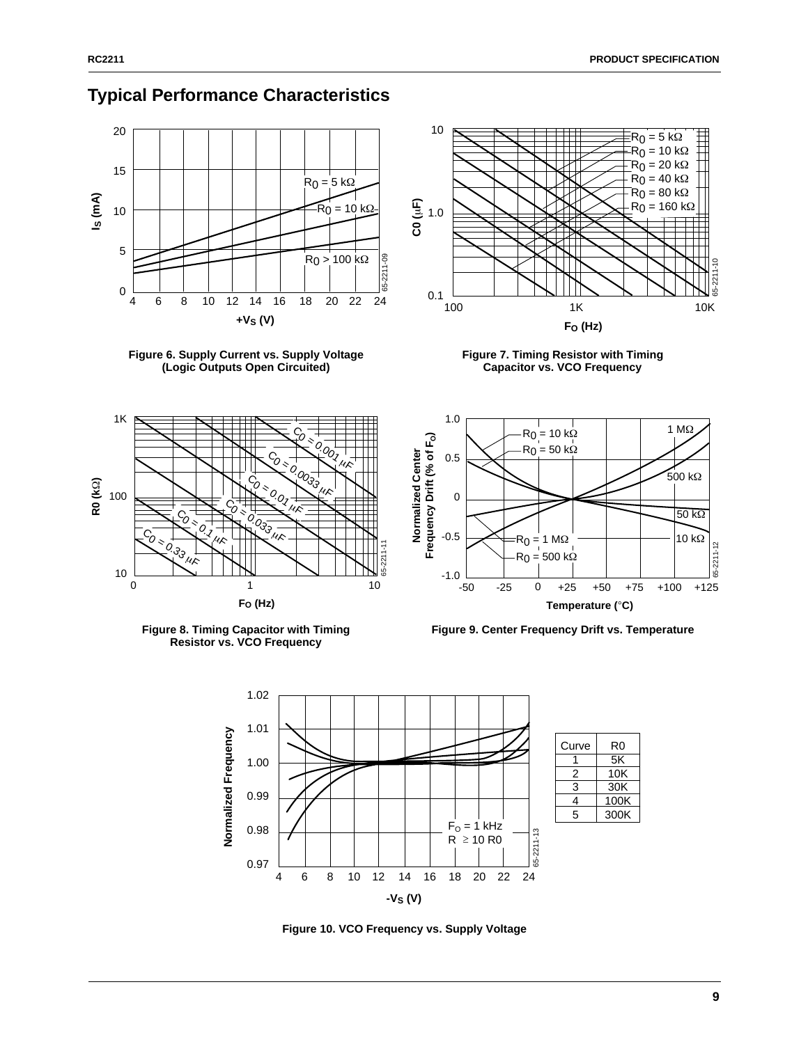## Typical Performance Characteristics

**Figure 6. Supply Current vs. Supply Voltage (Logic Outputs Open Circuited)**

**Figure 7. Timing Resistor with Timing Capacitor vs. VCO Frequency**

**Figure 8. Timing Capacitor with Timing Resistor vs. VCO Frequency**

**Figure 9. Center Frequency Drift vs. Temperature**

| Curve | R0 |
|---|---|
| 1 | 5K |
| 2 | 10K |
| 3 | 30K |
| 4 | 100K |
| 5 | 300K |

**Figure 10. VCO Frequency vs. Supply Voltage**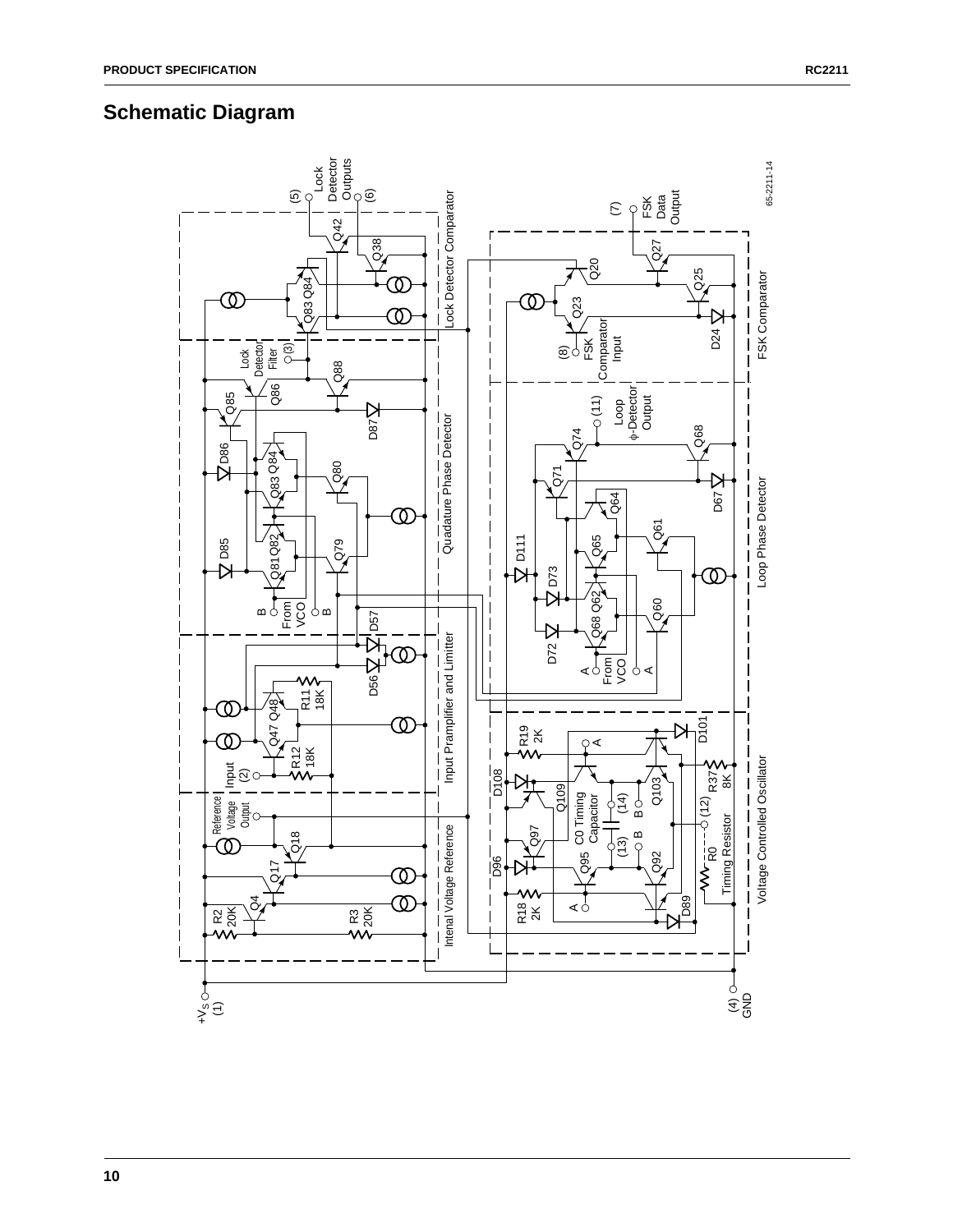## Schematic Diagram

Lock Detector Outputs (5) (6)

FSK Data Output (7)

65-2211-14

Lock Detector Comparator

FSK Comparator

Quadature Phase Detector

Loop Phase Detector

Input Pramplifier and Limitter

Intenal Voltage Reference

Voltage Controlled Oscillator

Lock Detector Filter (3)

(8) FSK Comparator Input

(11) Loop φ-Detector Output

Input (2)

Reference Voltage Output

$+V_S$ (1)

(4) GND

C0 Timing Capacitor (13) (14)

(12) R0 Timing Resistor

R2 20K, R3 20K, R11 18K, R12 18K, R18 2K, R19 2K, R37 8K

From VCO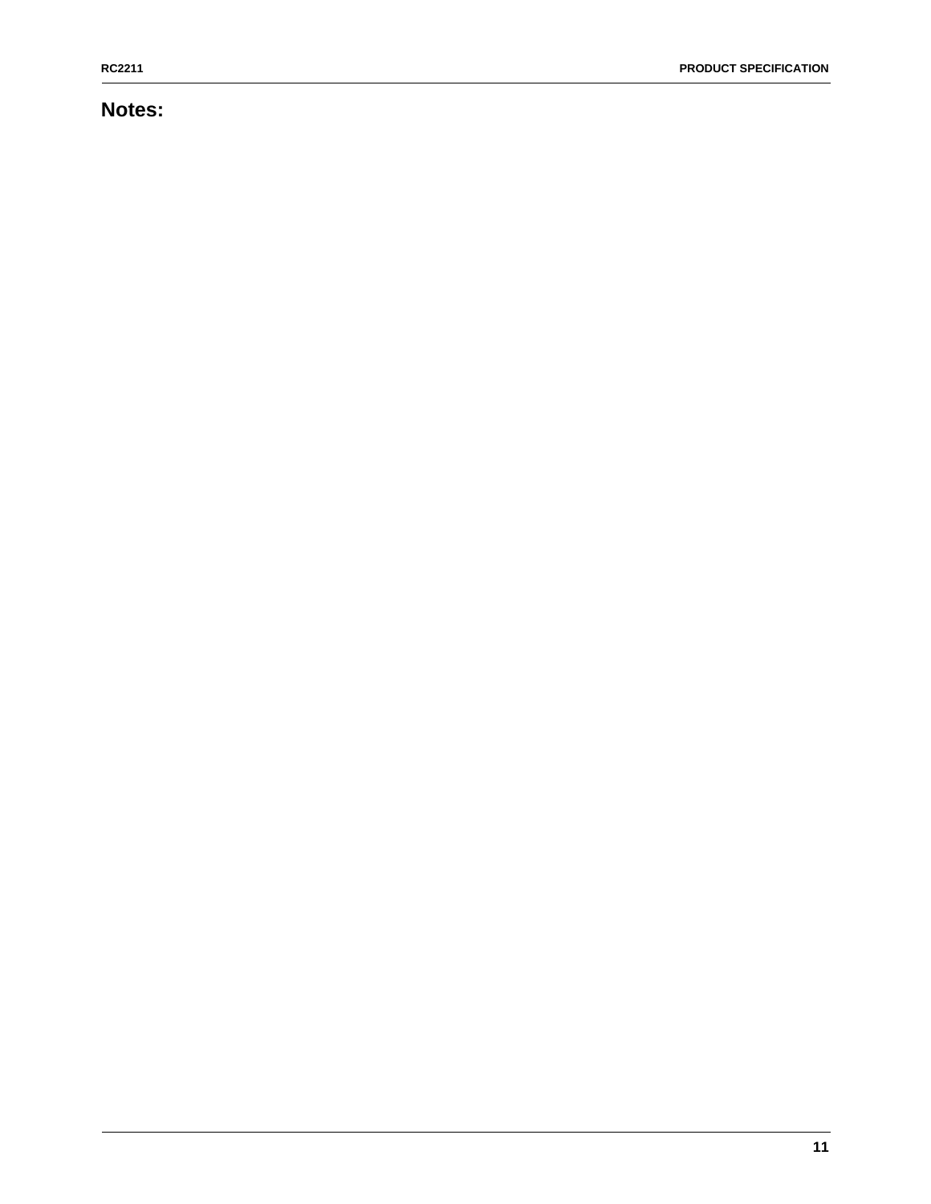# Notes: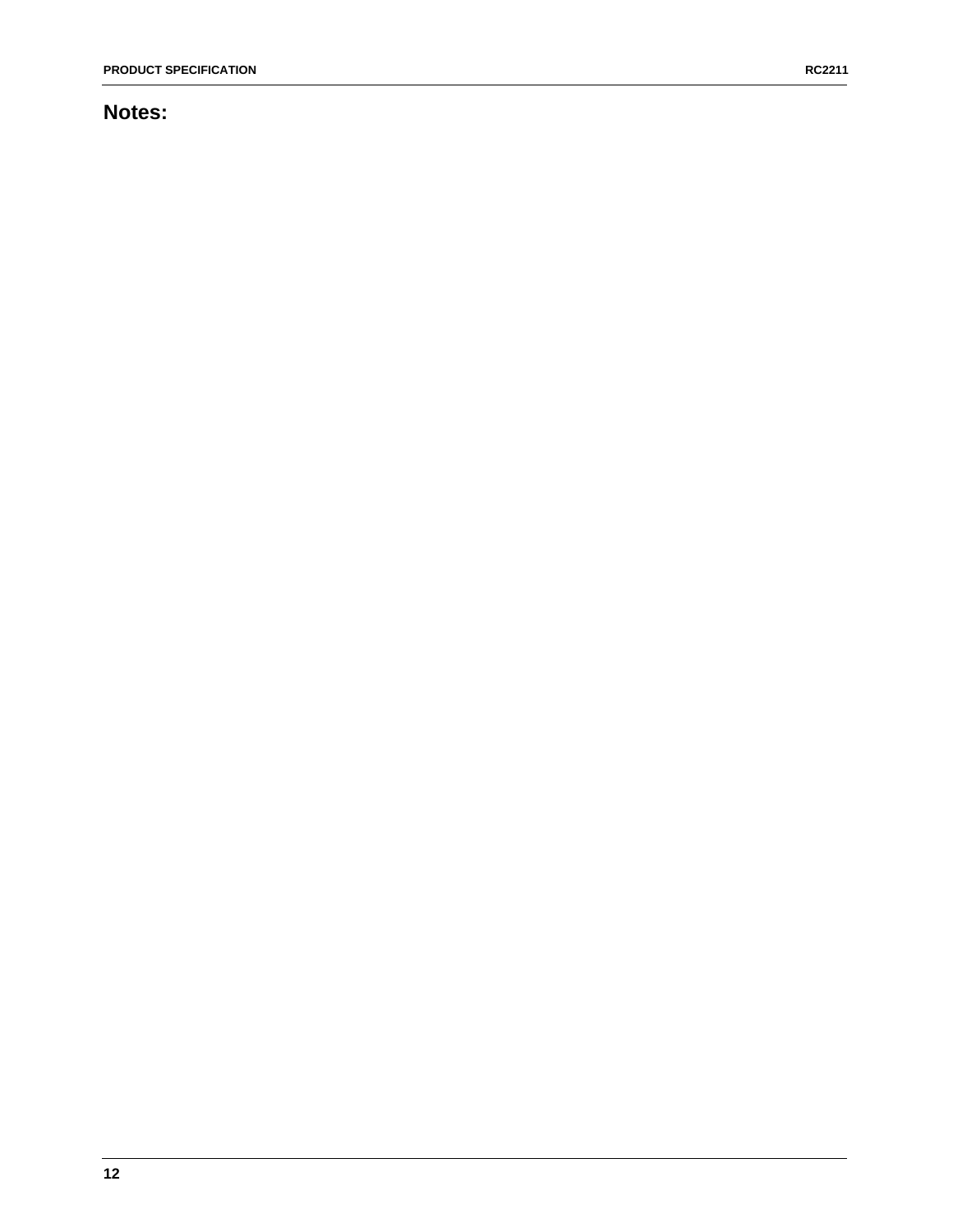## Notes: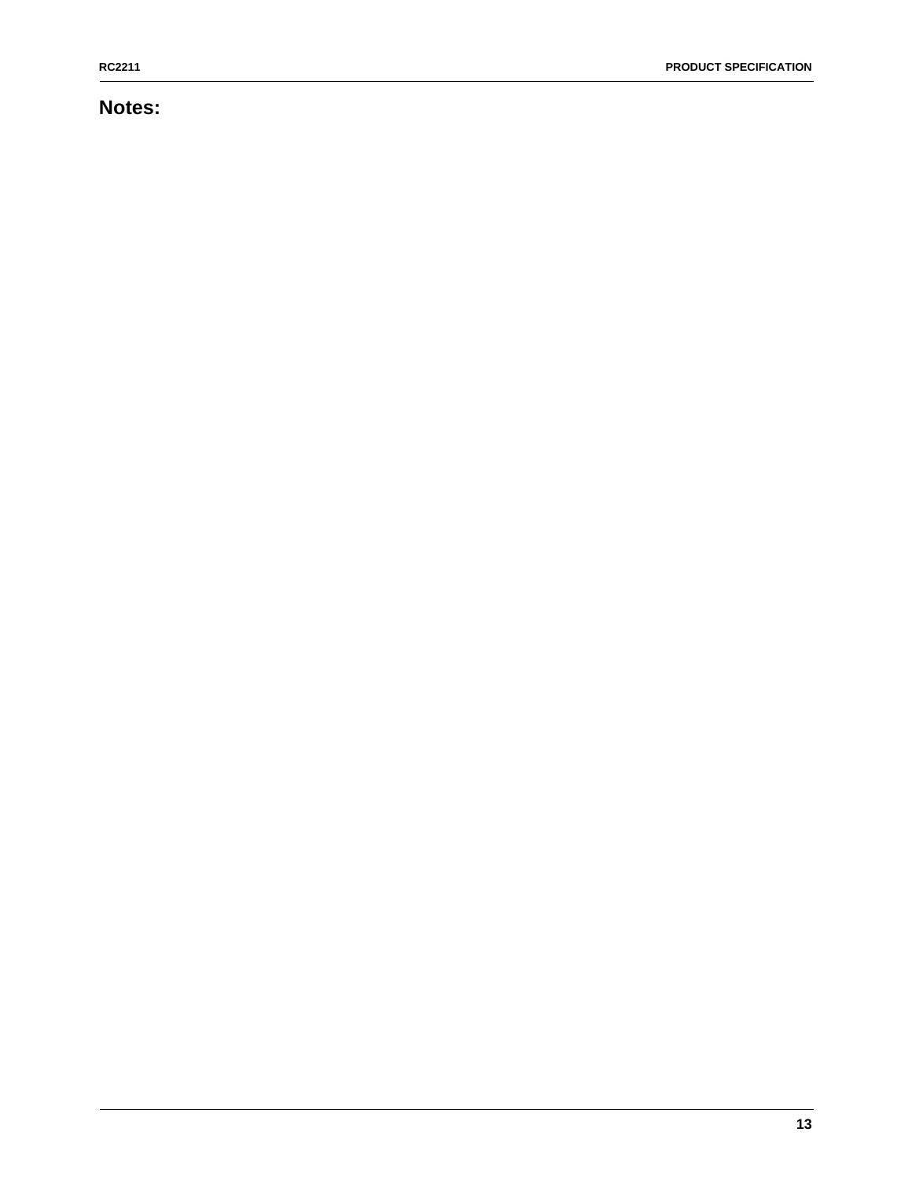## Notes: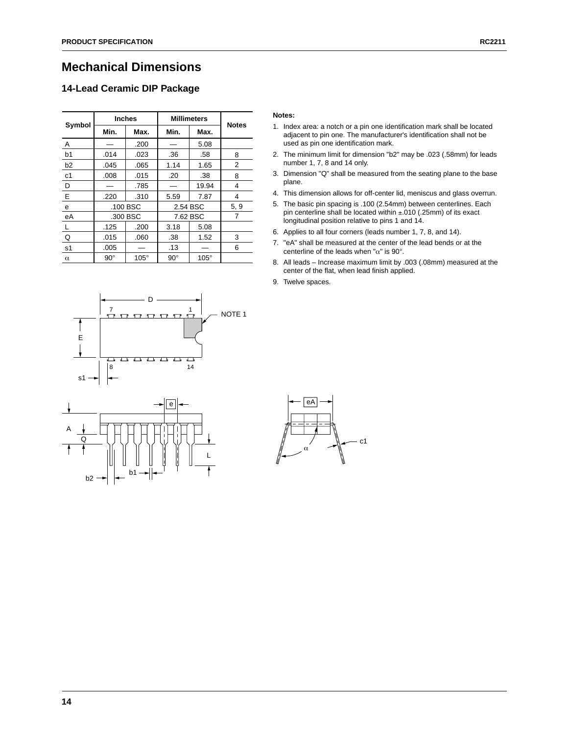# Mechanical Dimensions

## 14-Lead Ceramic DIP Package

| Symbol | Inches | | Millimeters | | Notes |
|---|---|---|---|---|---|
| | Min. | Max. | Min. | Max. | |
| A | — | .200 | — | 5.08 | |
| b1 | .014 | .023 | .36 | .58 | 8 |
| b2 | .045 | .065 | 1.14 | 1.65 | 2 |
| c1 | .008 | .015 | .20 | .38 | 8 |
| D | — | .785 | — | 19.94 | 4 |
| E | .220 | .310 | 5.59 | 7.87 | 4 |
| e | .100 BSC | | 2.54 BSC | | 5, 9 |
| eA | .300 BSC | | 7.62 BSC | | 7 |
| L | .125 | .200 | 3.18 | 5.08 | |
| Q | .015 | .060 | .38 | 1.52 | 3 |
| s1 | .005 | — | .13 | — | 6 |
| α | 90° | 105° | 90° | 105° | |

**Notes:**

1. Index area: a notch or a pin one identification mark shall be located adjacent to pin one. The manufacturer's identification shall not be used as pin one identification mark.
2. The minimum limit for dimension "b2" may be .023 (.58mm) for leads number 1, 7, 8 and 14 only.
3. Dimension "Q" shall be measured from the seating plane to the base plane.
4. This dimension allows for off-center lid, meniscus and glass overrun.
5. The basic pin spacing is .100 (2.54mm) between centerlines. Each pin centerline shall be located within ±.010 (.25mm) of its exact longitudinal position relative to pins 1 and 14.
6. Applies to all four corners (leads number 1, 7, 8, and 14).
7. "eA" shall be measured at the center of the lead bends or at the centerline of the leads when "α" is 90°.
8. All leads – Increase maximum limit by .003 (.08mm) measured at the center of the flat, when lead finish applied.
9. Twelve spaces.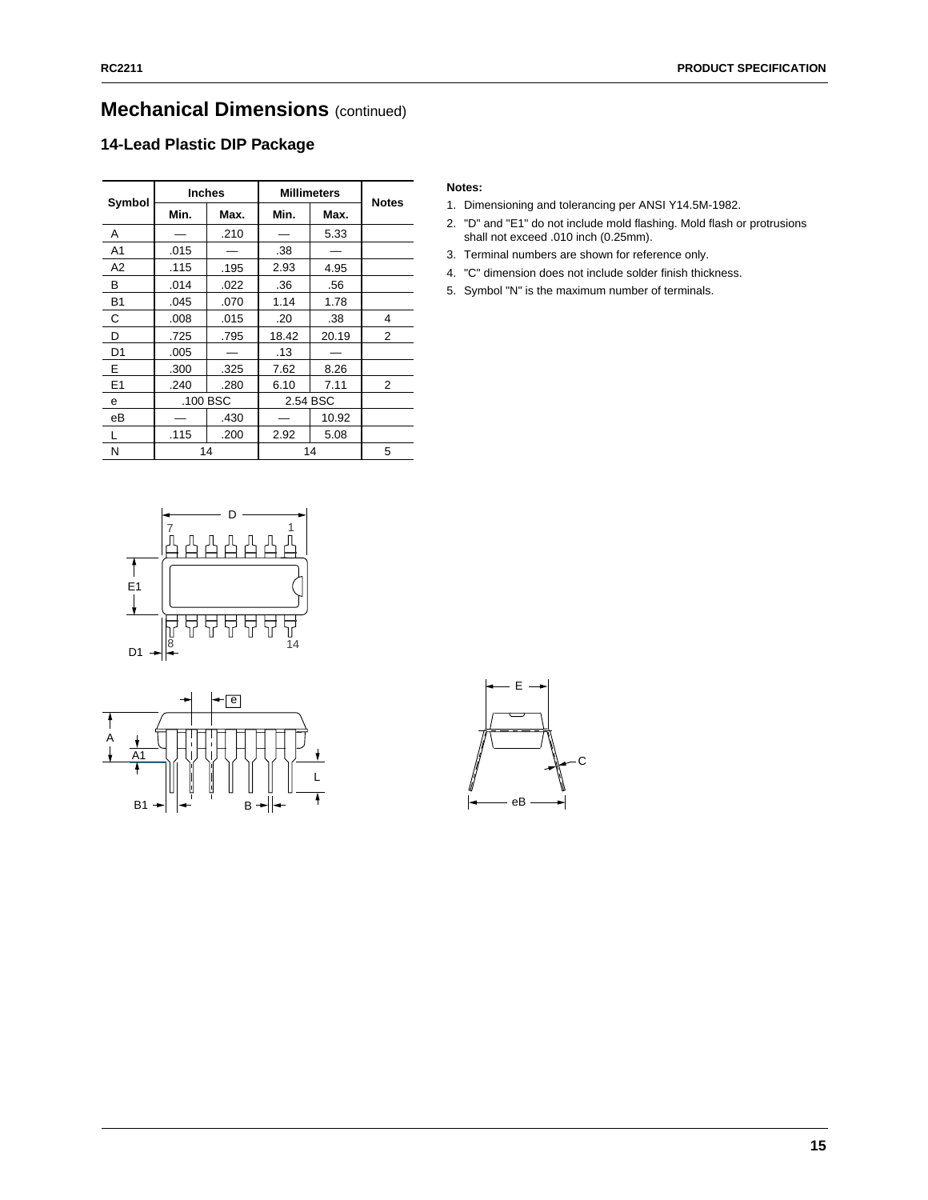# Mechanical Dimensions (continued)

## 14-Lead Plastic DIP Package

| Symbol | Inches | | Millimeters | | Notes |
|---|---|---|---|---|---|
| | Min. | Max. | Min. | Max. | |
| A | — | .210 | — | 5.33 | |
| A1 | .015 | — | .38 | — | |
| A2 | .115 | .195 | 2.93 | 4.95 | |
| B | .014 | .022 | .36 | .56 | |
| B1 | .045 | .070 | 1.14 | 1.78 | |
| C | .008 | .015 | .20 | .38 | 4 |
| D | .725 | .795 | 18.42 | 20.19 | 2 |
| D1 | .005 | — | .13 | — | |
| E | .300 | .325 | 7.62 | 8.26 | |
| E1 | .240 | .280 | 6.10 | 7.11 | 2 |
| e | .100 BSC | | 2.54 BSC | | |
| eB | — | .430 | — | 10.92 | |
| L | .115 | .200 | 2.92 | 5.08 | |
| N | 14 | | 14 | | 5 |

**Notes:**

1. Dimensioning and tolerancing per ANSI Y14.5M-1982.
2. "D" and "E1" do not include mold flashing. Mold flash or protrusions shall not exceed .010 inch (0.25mm).
3. Terminal numbers are shown for reference only.
4. "C" dimension does not include solder finish thickness.
5. Symbol "N" is the maximum number of terminals.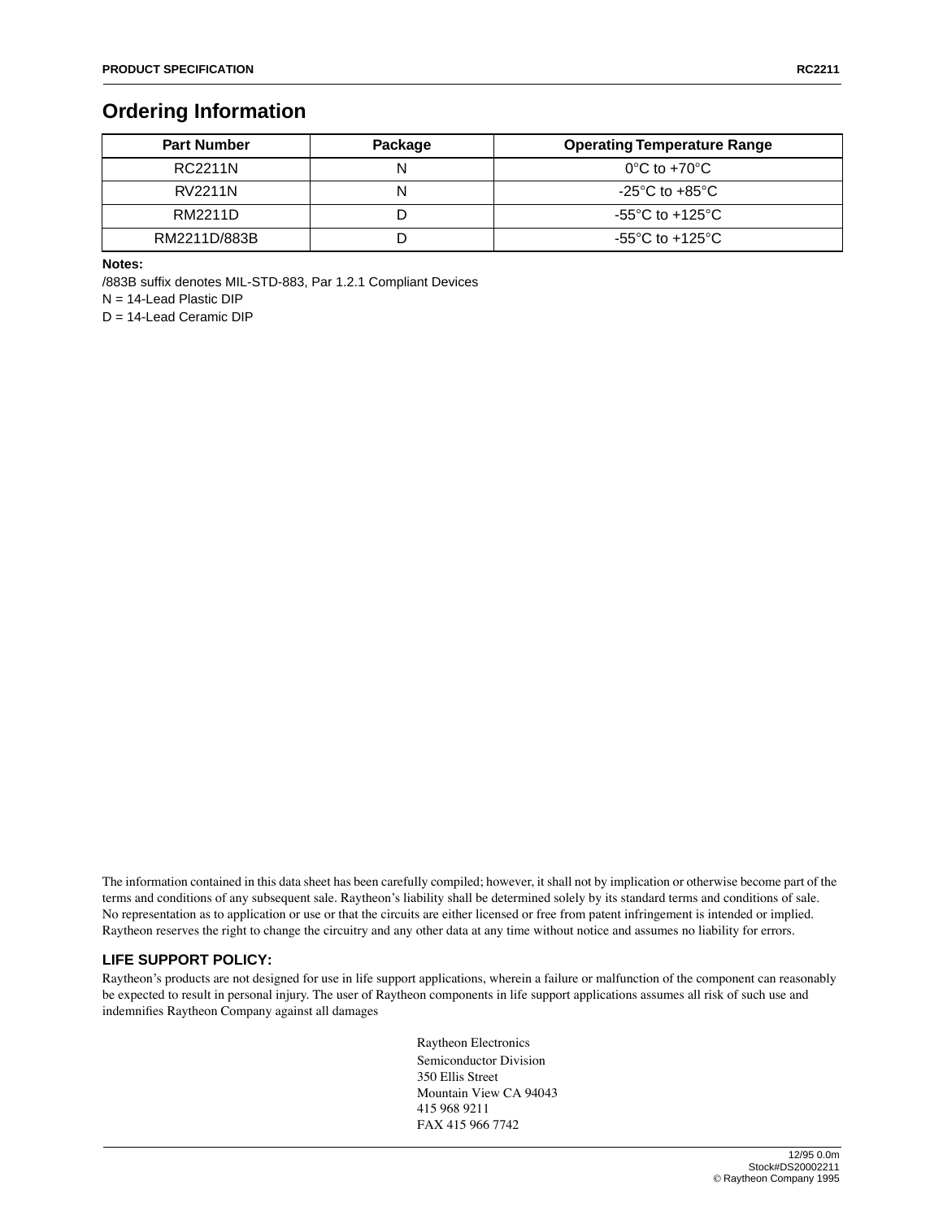## Ordering Information

| Part Number | Package | Operating Temperature Range |
| --- | --- | --- |
| RC2211N | N | 0°C to +70°C |
| RV2211N | N | -25°C to +85°C |
| RM2211D | D | -55°C to +125°C |
| RM2211D/883B | D | -55°C to +125°C |

**Notes:**

/883B suffix denotes MIL-STD-883, Par 1.2.1 Compliant Devices

N = 14-Lead Plastic DIP

D = 14-Lead Ceramic DIP

The information contained in this data sheet has been carefully compiled; however, it shall not by implication or otherwise become part of the terms and conditions of any subsequent sale. Raytheon's liability shall be determined solely by its standard terms and conditions of sale. No representation as to application or use or that the circuits are either licensed or free from patent infringement is intended or implied. Raytheon reserves the right to change the circuitry and any other data at any time without notice and assumes no liability for errors.

### LIFE SUPPORT POLICY:

Raytheon's products are not designed for use in life support applications, wherein a failure or malfunction of the component can reasonably be expected to result in personal injury. The user of Raytheon components in life support applications assumes all risk of such use and indemnifies Raytheon Company against all damages

Raytheon Electronics
Semiconductor Division
350 Ellis Street
Mountain View CA 94043
415 968 9211
FAX 415 966 7742

12/95 0.0m
Stock#DS20002211
© Raytheon Company 1995